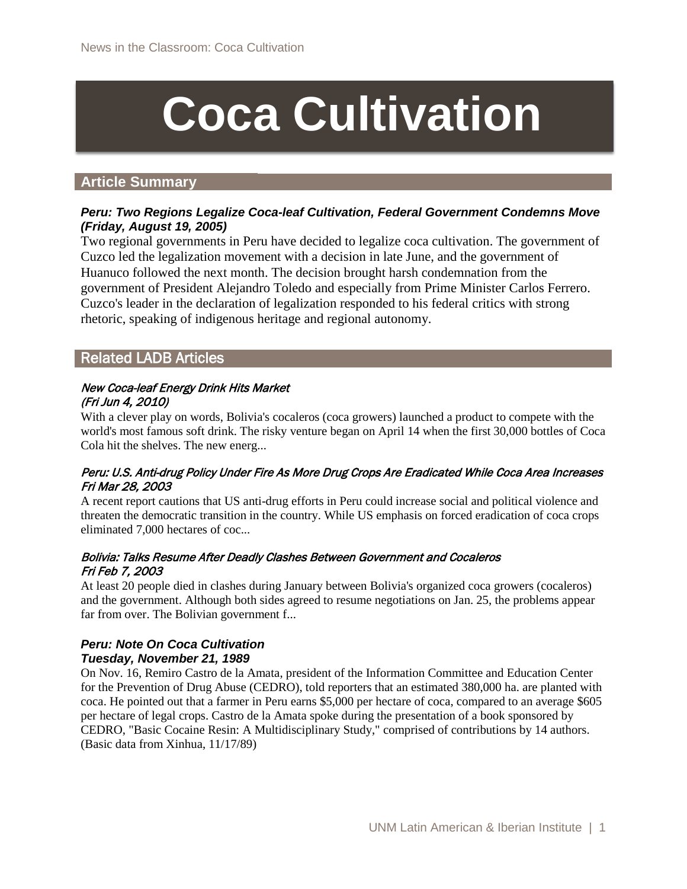# Coca Cultivation

## Article Summary

***Peru: Two Regions Legalize Coca-leaf Cultivation, Federal Government Condemns Move (Friday, August 19, 2005)***

Two regional governments in Peru have decided to legalize coca cultivation. The government of Cuzco led the legalization movement with a decision in late June, and the government of Huanuco followed the next month. The decision brought harsh condemnation from the government of President Alejandro Toledo and especially from Prime Minister Carlos Ferrero. Cuzco's leader in the declaration of legalization responded to his federal critics with strong rhetoric, speaking of indigenous heritage and regional autonomy.

## Related LADB Articles

*New Coca-leaf Energy Drink Hits Market*
*(Fri Jun 4, 2010)*

With a clever play on words, Bolivia's cocaleros (coca growers) launched a product to compete with the world's most famous soft drink. The risky venture began on April 14 when the first 30,000 bottles of Coca Cola hit the shelves. The new energ...

*Peru: U.S. Anti-drug Policy Under Fire As More Drug Crops Are Eradicated While Coca Area Increases*
*Fri Mar 28, 2003*

A recent report cautions that US anti-drug efforts in Peru could increase social and political violence and threaten the democratic transition in the country. While US emphasis on forced eradication of coca crops eliminated 7,000 hectares of coc...

*Bolivia: Talks Resume After Deadly Clashes Between Government and Cocaleros*
*Fri Feb 7, 2003*

At least 20 people died in clashes during January between Bolivia's organized coca growers (cocaleros) and the government. Although both sides agreed to resume negotiations on Jan. 25, the problems appear far from over. The Bolivian government f...

***Peru: Note On Coca Cultivation***
***Tuesday, November 21, 1989***

On Nov. 16, Remiro Castro de la Amata, president of the Information Committee and Education Center for the Prevention of Drug Abuse (CEDRO), told reporters that an estimated 380,000 ha. are planted with coca. He pointed out that a farmer in Peru earns $5,000 per hectare of coca, compared to an average $605 per hectare of legal crops. Castro de la Amata spoke during the presentation of a book sponsored by CEDRO, "Basic Cocaine Resin: A Multidisciplinary Study," comprised of contributions by 14 authors. (Basic data from Xinhua, 11/17/89)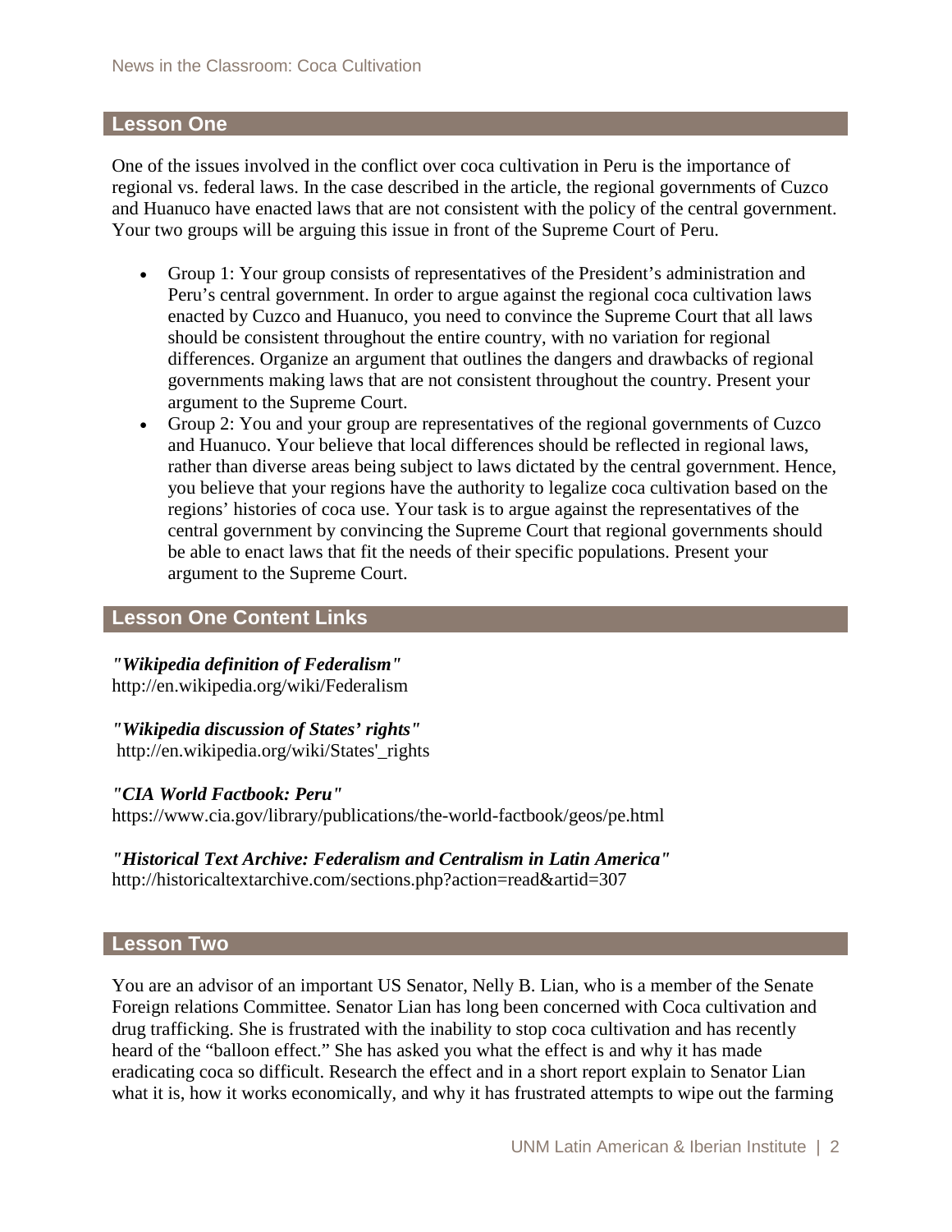## Lesson One

One of the issues involved in the conflict over coca cultivation in Peru is the importance of regional vs. federal laws. In the case described in the article, the regional governments of Cuzco and Huanuco have enacted laws that are not consistent with the policy of the central government. Your two groups will be arguing this issue in front of the Supreme Court of Peru.

- Group 1: Your group consists of representatives of the President's administration and Peru's central government. In order to argue against the regional coca cultivation laws enacted by Cuzco and Huanuco, you need to convince the Supreme Court that all laws should be consistent throughout the entire country, with no variation for regional differences. Organize an argument that outlines the dangers and drawbacks of regional governments making laws that are not consistent throughout the country. Present your argument to the Supreme Court.
- Group 2: You and your group are representatives of the regional governments of Cuzco and Huanuco. Your believe that local differences should be reflected in regional laws, rather than diverse areas being subject to laws dictated by the central government. Hence, you believe that your regions have the authority to legalize coca cultivation based on the regions' histories of coca use. Your task is to argue against the representatives of the central government by convincing the Supreme Court that regional governments should be able to enact laws that fit the needs of their specific populations. Present your argument to the Supreme Court.

## Lesson One Content Links

***"Wikipedia definition of Federalism"***
http://en.wikipedia.org/wiki/Federalism

***"Wikipedia discussion of States' rights"***
http://en.wikipedia.org/wiki/States'_rights

***"CIA World Factbook: Peru"***
https://www.cia.gov/library/publications/the-world-factbook/geos/pe.html

***"Historical Text Archive: Federalism and Centralism in Latin America"***
http://historicaltextarchive.com/sections.php?action=read&artid=307

## Lesson Two

You are an advisor of an important US Senator, Nelly B. Lian, who is a member of the Senate Foreign relations Committee. Senator Lian has long been concerned with Coca cultivation and drug trafficking. She is frustrated with the inability to stop coca cultivation and has recently heard of the "balloon effect." She has asked you what the effect is and why it has made eradicating coca so difficult. Research the effect and in a short report explain to Senator Lian what it is, how it works economically, and why it has frustrated attempts to wipe out the farming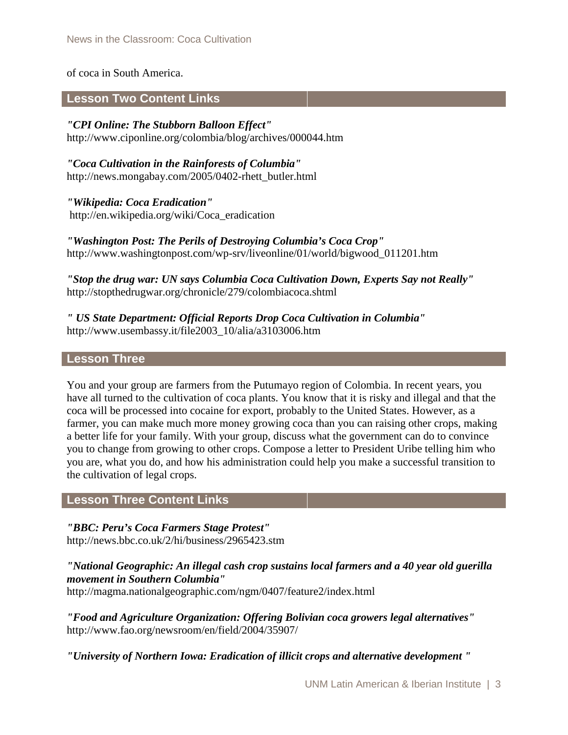of coca in South America.

## Lesson Two Content Links

***"CPI Online: The Stubborn Balloon Effect"***
http://www.ciponline.org/colombia/blog/archives/000044.htm

***"Coca Cultivation in the Rainforests of Columbia"***
http://news.mongabay.com/2005/0402-rhett_butler.html

***"Wikipedia: Coca Eradication"***
http://en.wikipedia.org/wiki/Coca_eradication

***"Washington Post: The Perils of Destroying Columbia's Coca Crop"***
http://www.washingtonpost.com/wp-srv/liveonline/01/world/bigwood_011201.htm

***"Stop the drug war: UN says Columbia Coca Cultivation Down, Experts Say not Really"***
http://stopthedrugwar.org/chronicle/279/colombiacoca.shtml

***" US State Department: Official Reports Drop Coca Cultivation in Columbia"***
http://www.usembassy.it/file2003_10/alia/a3103006.htm

## Lesson Three

You and your group are farmers from the Putumayo region of Colombia. In recent years, you have all turned to the cultivation of coca plants. You know that it is risky and illegal and that the coca will be processed into cocaine for export, probably to the United States. However, as a farmer, you can make much more money growing coca than you can raising other crops, making a better life for your family. With your group, discuss what the government can do to convince you to change from growing to other crops. Compose a letter to President Uribe telling him who you are, what you do, and how his administration could help you make a successful transition to the cultivation of legal crops.

## Lesson Three Content Links

***"BBC: Peru's Coca Farmers Stage Protest"***
http://news.bbc.co.uk/2/hi/business/2965423.stm

***"National Geographic: An illegal cash crop sustains local farmers and a 40 year old guerilla movement in Southern Columbia"***
http://magma.nationalgeographic.com/ngm/0407/feature2/index.html

***"Food and Agriculture Organization: Offering Bolivian coca growers legal alternatives"***
http://www.fao.org/newsroom/en/field/2004/35907/

***"University of Northern Iowa: Eradication of illicit crops and alternative development "***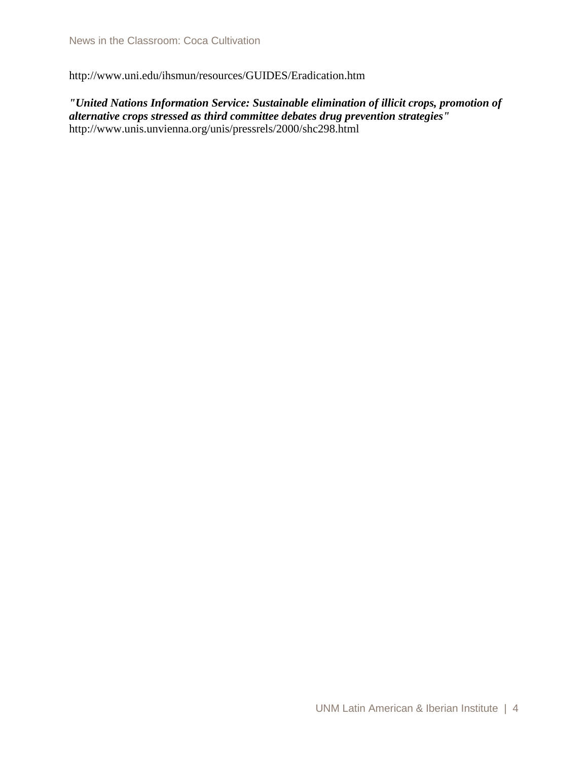http://www.uni.edu/ihsmun/resources/GUIDES/Eradication.htm

***"United Nations Information Service: Sustainable elimination of illicit crops, promotion of alternative crops stressed as third committee debates drug prevention strategies"***
http://www.unis.unvienna.org/unis/pressrels/2000/shc298.html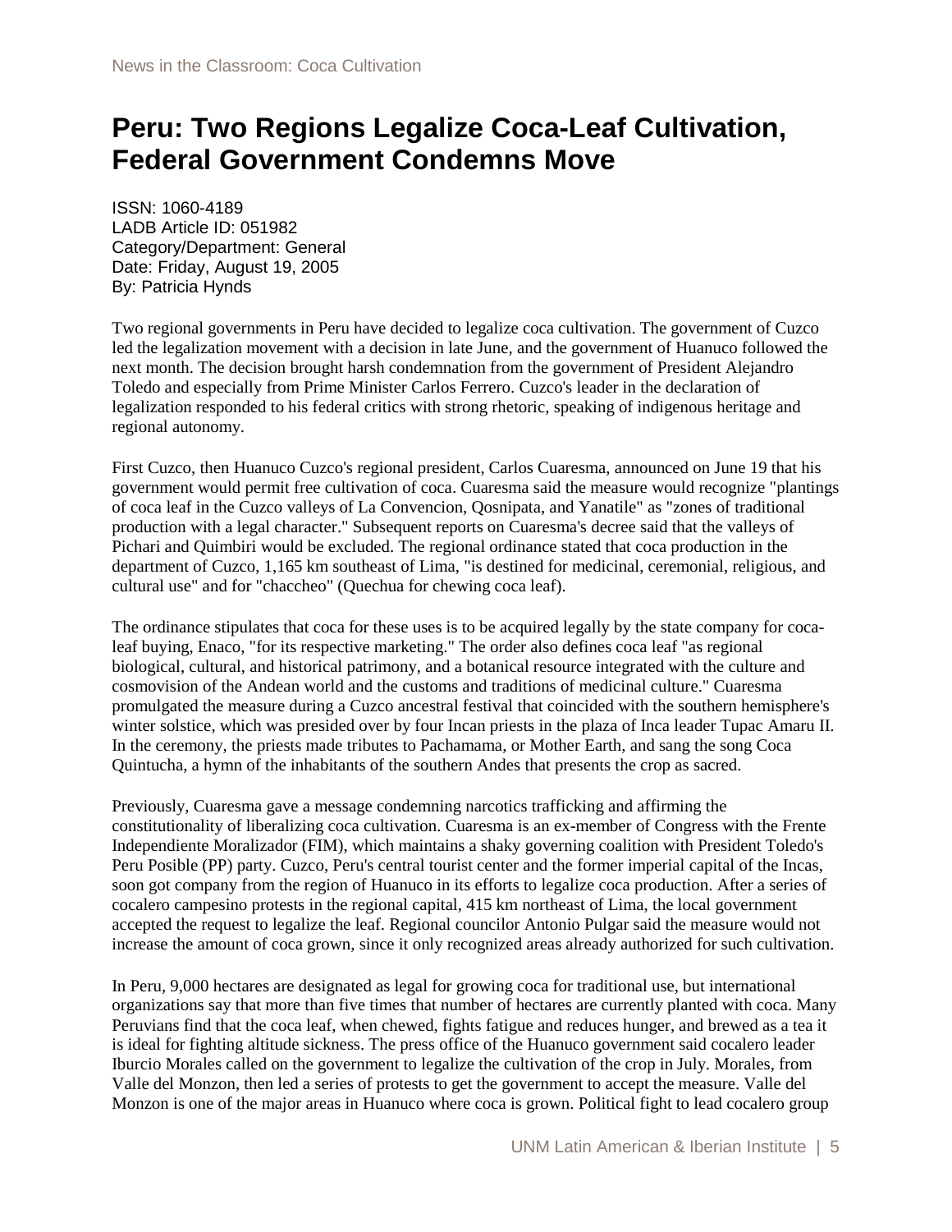# Peru: Two Regions Legalize Coca-Leaf Cultivation, Federal Government Condemns Move

ISSN: 1060-4189
LADB Article ID: 051982
Category/Department: General
Date: Friday, August 19, 2005
By: Patricia Hynds

Two regional governments in Peru have decided to legalize coca cultivation. The government of Cuzco led the legalization movement with a decision in late June, and the government of Huanuco followed the next month. The decision brought harsh condemnation from the government of President Alejandro Toledo and especially from Prime Minister Carlos Ferrero. Cuzco's leader in the declaration of legalization responded to his federal critics with strong rhetoric, speaking of indigenous heritage and regional autonomy.

First Cuzco, then Huanuco Cuzco's regional president, Carlos Cuaresma, announced on June 19 that his government would permit free cultivation of coca. Cuaresma said the measure would recognize "plantings of coca leaf in the Cuzco valleys of La Convencion, Qosnipata, and Yanatile" as "zones of traditional production with a legal character." Subsequent reports on Cuaresma's decree said that the valleys of Pichari and Quimbiri would be excluded. The regional ordinance stated that coca production in the department of Cuzco, 1,165 km southeast of Lima, "is destined for medicinal, ceremonial, religious, and cultural use" and for "chaccheo" (Quechua for chewing coca leaf).

The ordinance stipulates that coca for these uses is to be acquired legally by the state company for coca-leaf buying, Enaco, "for its respective marketing." The order also defines coca leaf "as regional biological, cultural, and historical patrimony, and a botanical resource integrated with the culture and cosmovision of the Andean world and the customs and traditions of medicinal culture." Cuaresma promulgated the measure during a Cuzco ancestral festival that coincided with the southern hemisphere's winter solstice, which was presided over by four Incan priests in the plaza of Inca leader Tupac Amaru II. In the ceremony, the priests made tributes to Pachamama, or Mother Earth, and sang the song Coca Quintucha, a hymn of the inhabitants of the southern Andes that presents the crop as sacred.

Previously, Cuaresma gave a message condemning narcotics trafficking and affirming the constitutionality of liberalizing coca cultivation. Cuaresma is an ex-member of Congress with the Frente Independiente Moralizador (FIM), which maintains a shaky governing coalition with President Toledo's Peru Posible (PP) party. Cuzco, Peru's central tourist center and the former imperial capital of the Incas, soon got company from the region of Huanuco in its efforts to legalize coca production. After a series of cocalero campesino protests in the regional capital, 415 km northeast of Lima, the local government accepted the request to legalize the leaf. Regional councilor Antonio Pulgar said the measure would not increase the amount of coca grown, since it only recognized areas already authorized for such cultivation.

In Peru, 9,000 hectares are designated as legal for growing coca for traditional use, but international organizations say that more than five times that number of hectares are currently planted with coca. Many Peruvians find that the coca leaf, when chewed, fights fatigue and reduces hunger, and brewed as a tea it is ideal for fighting altitude sickness. The press office of the Huanuco government said cocalero leader Iburcio Morales called on the government to legalize the cultivation of the crop in July. Morales, from Valle del Monzon, then led a series of protests to get the government to accept the measure. Valle del Monzon is one of the major areas in Huanuco where coca is grown. Political fight to lead cocalero group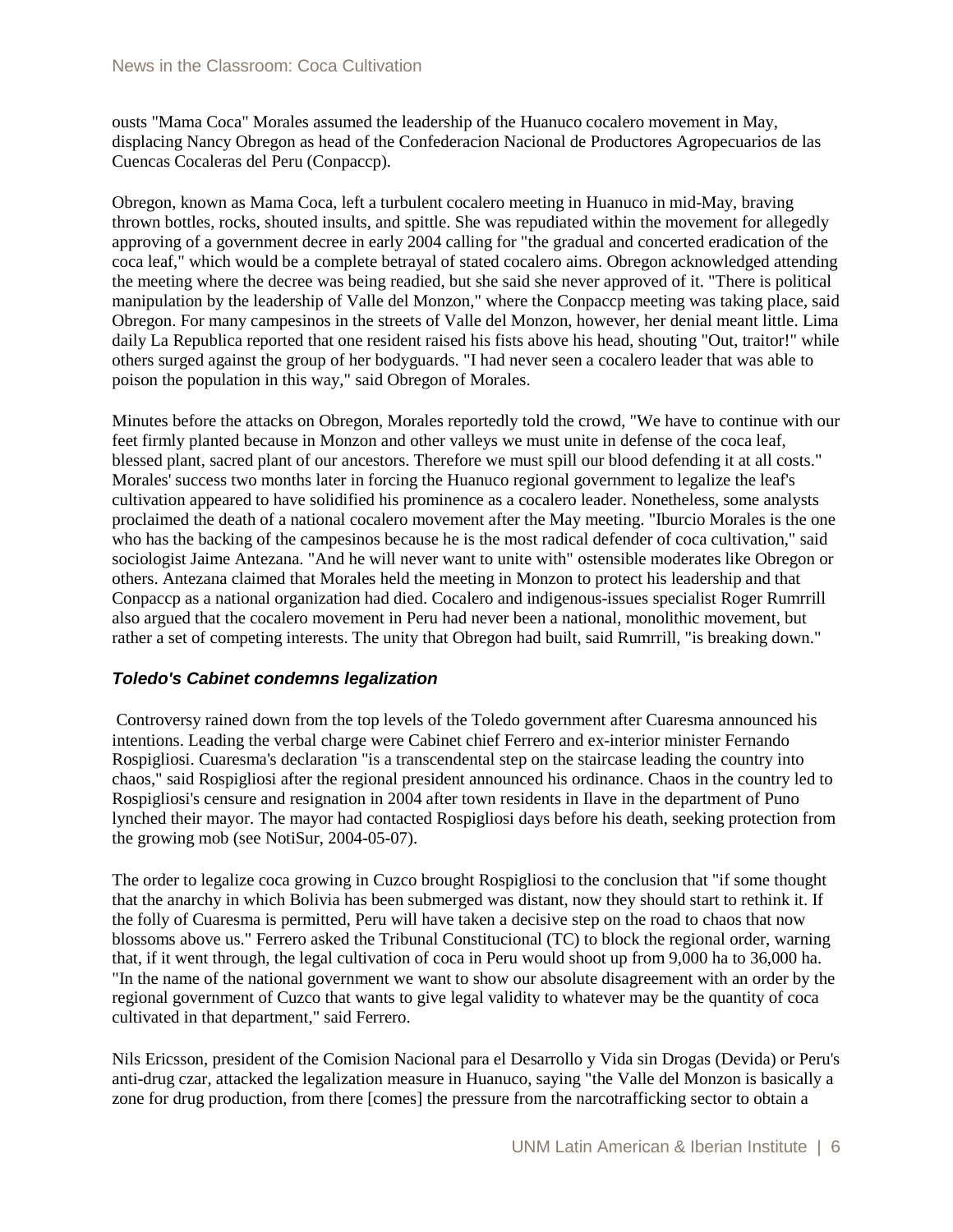ousts "Mama Coca" Morales assumed the leadership of the Huanuco cocalero movement in May, displacing Nancy Obregon as head of the Confederacion Nacional de Productores Agropecuarios de las Cuencas Cocaleras del Peru (Conpaccp).

Obregon, known as Mama Coca, left a turbulent cocalero meeting in Huanuco in mid-May, braving thrown bottles, rocks, shouted insults, and spittle. She was repudiated within the movement for allegedly approving of a government decree in early 2004 calling for "the gradual and concerted eradication of the coca leaf," which would be a complete betrayal of stated cocalero aims. Obregon acknowledged attending the meeting where the decree was being readied, but she said she never approved of it. "There is political manipulation by the leadership of Valle del Monzon," where the Conpaccp meeting was taking place, said Obregon. For many campesinos in the streets of Valle del Monzon, however, her denial meant little. Lima daily La Republica reported that one resident raised his fists above his head, shouting "Out, traitor!" while others surged against the group of her bodyguards. "I had never seen a cocalero leader that was able to poison the population in this way," said Obregon of Morales.

Minutes before the attacks on Obregon, Morales reportedly told the crowd, "We have to continue with our feet firmly planted because in Monzon and other valleys we must unite in defense of the coca leaf, blessed plant, sacred plant of our ancestors. Therefore we must spill our blood defending it at all costs." Morales' success two months later in forcing the Huanuco regional government to legalize the leaf's cultivation appeared to have solidified his prominence as a cocalero leader. Nonetheless, some analysts proclaimed the death of a national cocalero movement after the May meeting. "Iburcio Morales is the one who has the backing of the campesinos because he is the most radical defender of coca cultivation," said sociologist Jaime Antezana. "And he will never want to unite with" ostensible moderates like Obregon or others. Antezana claimed that Morales held the meeting in Monzon to protect his leadership and that Conpaccp as a national organization had died. Cocalero and indigenous-issues specialist Roger Rumrrill also argued that the cocalero movement in Peru had never been a national, monolithic movement, but rather a set of competing interests. The unity that Obregon had built, said Rumrrill, "is breaking down."

### *Toledo's Cabinet condemns legalization*

Controversy rained down from the top levels of the Toledo government after Cuaresma announced his intentions. Leading the verbal charge were Cabinet chief Ferrero and ex-interior minister Fernando Rospigliosi. Cuaresma's declaration "is a transcendental step on the staircase leading the country into chaos," said Rospigliosi after the regional president announced his ordinance. Chaos in the country led to Rospigliosi's censure and resignation in 2004 after town residents in Ilave in the department of Puno lynched their mayor. The mayor had contacted Rospigliosi days before his death, seeking protection from the growing mob (see NotiSur, 2004-05-07).

The order to legalize coca growing in Cuzco brought Rospigliosi to the conclusion that "if some thought that the anarchy in which Bolivia has been submerged was distant, now they should start to rethink it. If the folly of Cuaresma is permitted, Peru will have taken a decisive step on the road to chaos that now blossoms above us." Ferrero asked the Tribunal Constitucional (TC) to block the regional order, warning that, if it went through, the legal cultivation of coca in Peru would shoot up from 9,000 ha to 36,000 ha. "In the name of the national government we want to show our absolute disagreement with an order by the regional government of Cuzco that wants to give legal validity to whatever may be the quantity of coca cultivated in that department," said Ferrero.

Nils Ericsson, president of the Comision Nacional para el Desarrollo y Vida sin Drogas (Devida) or Peru's anti-drug czar, attacked the legalization measure in Huanuco, saying "the Valle del Monzon is basically a zone for drug production, from there [comes] the pressure from the narcotrafficking sector to obtain a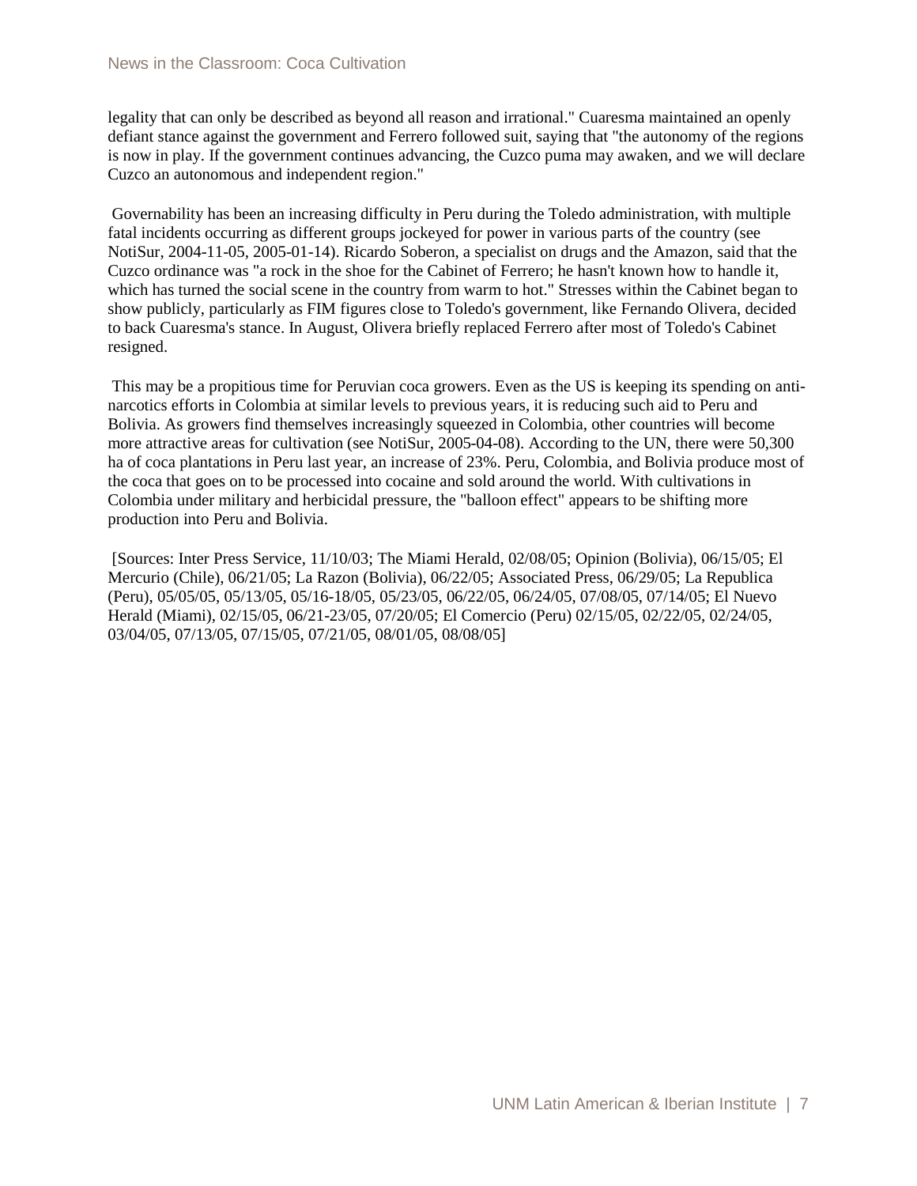legality that can only be described as beyond all reason and irrational." Cuaresma maintained an openly defiant stance against the government and Ferrero followed suit, saying that "the autonomy of the regions is now in play. If the government continues advancing, the Cuzco puma may awaken, and we will declare Cuzco an autonomous and independent region."

Governability has been an increasing difficulty in Peru during the Toledo administration, with multiple fatal incidents occurring as different groups jockeyed for power in various parts of the country (see NotiSur, 2004-11-05, 2005-01-14). Ricardo Soberon, a specialist on drugs and the Amazon, said that the Cuzco ordinance was "a rock in the shoe for the Cabinet of Ferrero; he hasn't known how to handle it, which has turned the social scene in the country from warm to hot." Stresses within the Cabinet began to show publicly, particularly as FIM figures close to Toledo's government, like Fernando Olivera, decided to back Cuaresma's stance. In August, Olivera briefly replaced Ferrero after most of Toledo's Cabinet resigned.

This may be a propitious time for Peruvian coca growers. Even as the US is keeping its spending on anti-narcotics efforts in Colombia at similar levels to previous years, it is reducing such aid to Peru and Bolivia. As growers find themselves increasingly squeezed in Colombia, other countries will become more attractive areas for cultivation (see NotiSur, 2005-04-08). According to the UN, there were 50,300 ha of coca plantations in Peru last year, an increase of 23%. Peru, Colombia, and Bolivia produce most of the coca that goes on to be processed into cocaine and sold around the world. With cultivations in Colombia under military and herbicidal pressure, the "balloon effect" appears to be shifting more production into Peru and Bolivia.

[Sources: Inter Press Service, 11/10/03; The Miami Herald, 02/08/05; Opinion (Bolivia), 06/15/05; El Mercurio (Chile), 06/21/05; La Razon (Bolivia), 06/22/05; Associated Press, 06/29/05; La Republica (Peru), 05/05/05, 05/13/05, 05/16-18/05, 05/23/05, 06/22/05, 06/24/05, 07/08/05, 07/14/05; El Nuevo Herald (Miami), 02/15/05, 06/21-23/05, 07/20/05; El Comercio (Peru) 02/15/05, 02/22/05, 02/24/05, 03/04/05, 07/13/05, 07/15/05, 07/21/05, 08/01/05, 08/08/05]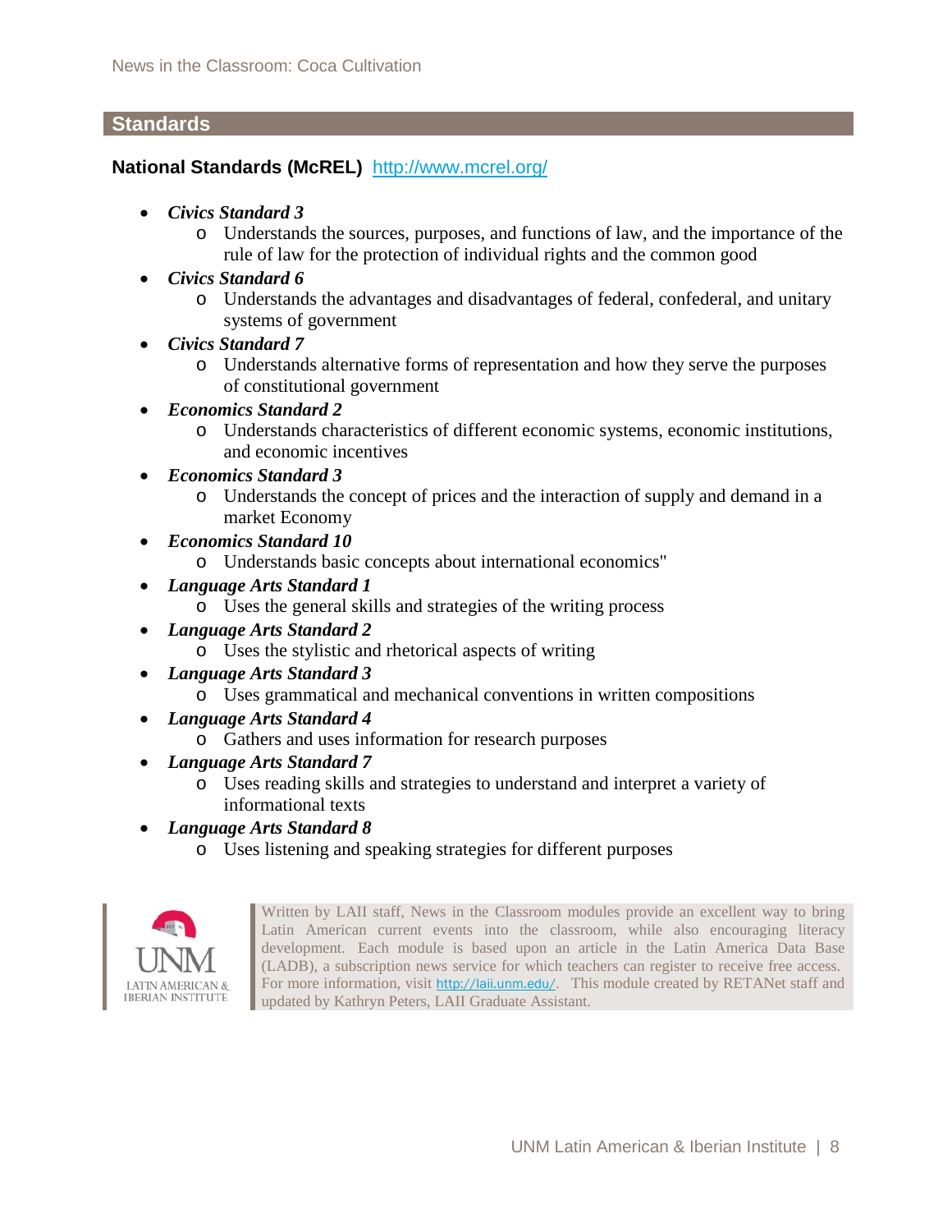## Standards

### National Standards (McREL) http://www.mcrel.org/

- ***Civics Standard 3***
  - Understands the sources, purposes, and functions of law, and the importance of the rule of law for the protection of individual rights and the common good
- ***Civics Standard 6***
  - Understands the advantages and disadvantages of federal, confederal, and unitary systems of government
- ***Civics Standard 7***
  - Understands alternative forms of representation and how they serve the purposes of constitutional government
- ***Economics Standard 2***
  - Understands characteristics of different economic systems, economic institutions, and economic incentives
- ***Economics Standard 3***
  - Understands the concept of prices and the interaction of supply and demand in a market Economy
- ***Economics Standard 10***
  - Understands basic concepts about international economics"
- ***Language Arts Standard 1***
  - Uses the general skills and strategies of the writing process
- ***Language Arts Standard 2***
  - Uses the stylistic and rhetorical aspects of writing
- ***Language Arts Standard 3***
  - Uses grammatical and mechanical conventions in written compositions
- ***Language Arts Standard 4***
  - Gathers and uses information for research purposes
- ***Language Arts Standard 7***
  - Uses reading skills and strategies to understand and interpret a variety of informational texts
- ***Language Arts Standard 8***
  - Uses listening and speaking strategies for different purposes

UNM LATIN AMERICAN & IBERIAN INSTITUTE

Written by LAII staff, News in the Classroom modules provide an excellent way to bring Latin American current events into the classroom, while also encouraging literacy development. Each module is based upon an article in the Latin America Data Base (LADB), a subscription news service for which teachers can register to receive free access. For more information, visit http://laii.unm.edu/. This module created by RETANet staff and updated by Kathryn Peters, LAII Graduate Assistant.